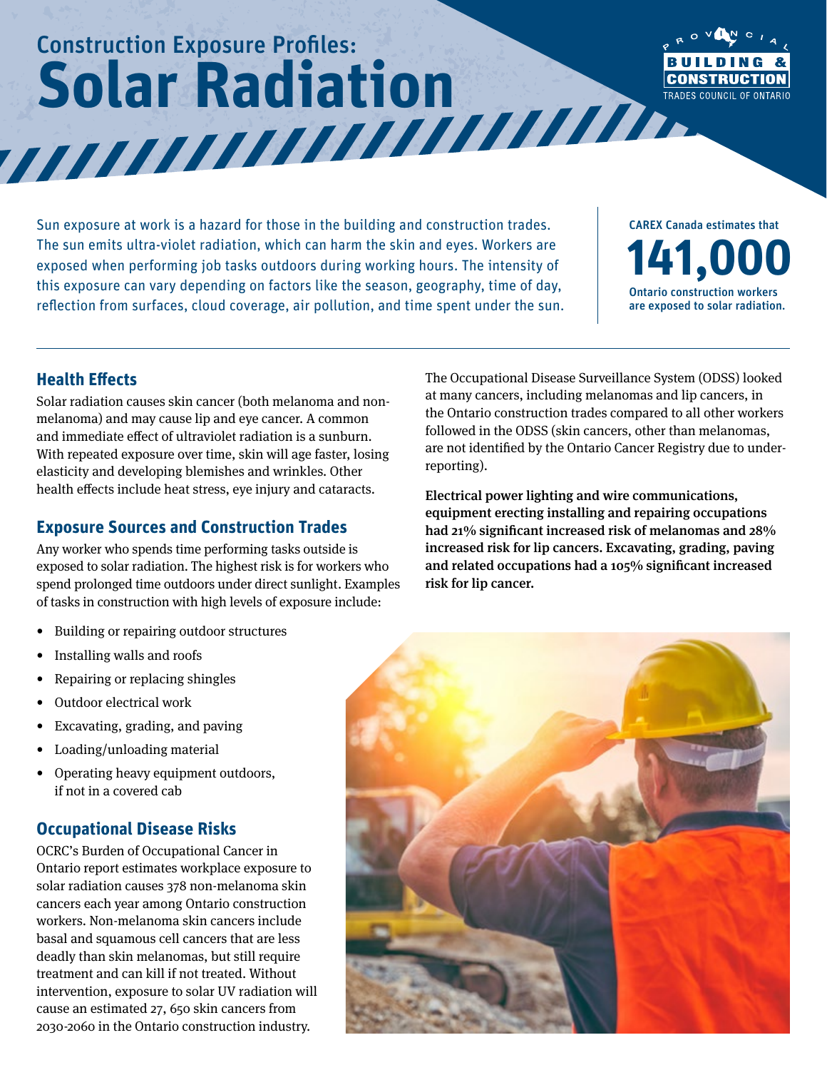# Construction Exposure Profiles: Solar Radiation

PROVINCIAL BUILDING & CONSTRUCTION TRADES COUNCIL OF ONTARIO

Sun exposure at work is a hazard for those in the building and construction trades. The sun emits ultra-violet radiation, which can harm the skin and eyes. Workers are exposed when performing job tasks outdoors during working hours. The intensity of this exposure can vary depending on factors like the season, geography, time of day, reflection from surfaces, cloud coverage, air pollution, and time spent under the sun.

CAREX Canada estimates that **141,000** Ontario construction workers are exposed to solar radiation.

## Health Effects

Solar radiation causes skin cancer (both melanoma and non-melanoma) and may cause lip and eye cancer. A common and immediate effect of ultraviolet radiation is a sunburn. With repeated exposure over time, skin will age faster, losing elasticity and developing blemishes and wrinkles. Other health effects include heat stress, eye injury and cataracts.

## Exposure Sources and Construction Trades

Any worker who spends time performing tasks outside is exposed to solar radiation. The highest risk is for workers who spend prolonged time outdoors under direct sunlight. Examples of tasks in construction with high levels of exposure include:

- Building or repairing outdoor structures
- Installing walls and roofs
- Repairing or replacing shingles
- Outdoor electrical work
- Excavating, grading, and paving
- Loading/unloading material
- Operating heavy equipment outdoors, if not in a covered cab

## Occupational Disease Risks

OCRC's Burden of Occupational Cancer in Ontario report estimates workplace exposure to solar radiation causes 378 non-melanoma skin cancers each year among Ontario construction workers. Non-melanoma skin cancers include basal and squamous cell cancers that are less deadly than skin melanomas, but still require treatment and can kill if not treated. Without intervention, exposure to solar UV radiation will cause an estimated 27, 650 skin cancers from 2030-2060 in the Ontario construction industry.

The Occupational Disease Surveillance System (ODSS) looked at many cancers, including melanomas and lip cancers, in the Ontario construction trades compared to all other workers followed in the ODSS (skin cancers, other than melanomas, are not identified by the Ontario Cancer Registry due to under-reporting).

**Electrical power lighting and wire communications, equipment erecting installing and repairing occupations had 21% significant increased risk of melanomas and 28% increased risk for lip cancers. Excavating, grading, paving and related occupations had a 105% significant increased risk for lip cancer.**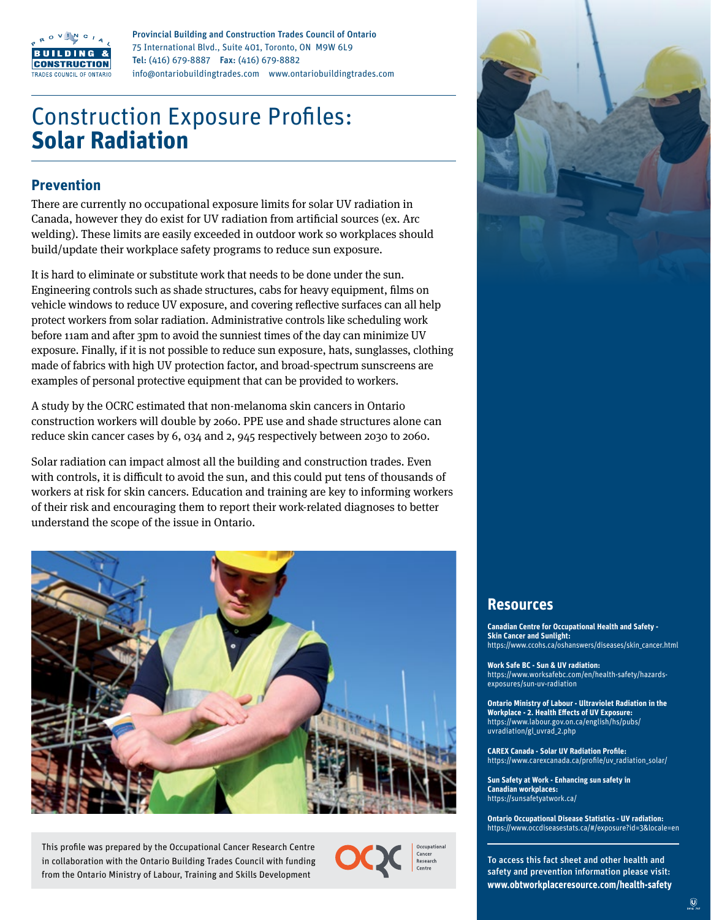**Provincial Building and Construction Trades Council of Ontario**
75 International Blvd., Suite 401, Toronto, ON M9W 6L9
**Tel:** (416) 679-8887 **Fax:** (416) 679-8882
info@ontariobuildingtrades.com www.ontariobuildingtrades.com

# Construction Exposure Profiles: **Solar Radiation**

## Prevention

There are currently no occupational exposure limits for solar UV radiation in Canada, however they do exist for UV radiation from artificial sources (ex. Arc welding). These limits are easily exceeded in outdoor work so workplaces should build/update their workplace safety programs to reduce sun exposure.

It is hard to eliminate or substitute work that needs to be done under the sun. Engineering controls such as shade structures, cabs for heavy equipment, films on vehicle windows to reduce UV exposure, and covering reflective surfaces can all help protect workers from solar radiation. Administrative controls like scheduling work before 11am and after 3pm to avoid the sunniest times of the day can minimize UV exposure. Finally, if it is not possible to reduce sun exposure, hats, sunglasses, clothing made of fabrics with high UV protection factor, and broad-spectrum sunscreens are examples of personal protective equipment that can be provided to workers.

A study by the OCRC estimated that non-melanoma skin cancers in Ontario construction workers will double by 2060. PPE use and shade structures alone can reduce skin cancer cases by 6, 034 and 2, 945 respectively between 2030 to 2060.

Solar radiation can impact almost all the building and construction trades. Even with controls, it is difficult to avoid the sun, and this could put tens of thousands of workers at risk for skin cancers. Education and training are key to informing workers of their risk and encouraging them to report their work-related diagnoses to better understand the scope of the issue in Ontario.

This profile was prepared by the Occupational Cancer Research Centre in collaboration with the Ontario Building Trades Council with funding from the Ontario Ministry of Labour, Training and Skills Development

## Resources

**Canadian Centre for Occupational Health and Safety - Skin Cancer and Sunlight:**
https://www.ccohs.ca/oshanswers/diseases/skin_cancer.html

**Work Safe BC - Sun & UV radiation:**
https://www.worksafebc.com/en/health-safety/hazards-exposures/sun-uv-radiation

**Ontario Ministry of Labour - Ultraviolet Radiation in the Workplace - 2. Health Effects of UV Exposure:**
https://www.labour.gov.on.ca/english/hs/pubs/uvradiation/gl_uvrad_2.php

**CAREX Canada - Solar UV Radiation Profile:**
https://www.carexcanada.ca/profile/uv_radiation_solar/

**Sun Safety at Work - Enhancing sun safety in Canadian workplaces:**
https://sunsafetyatwork.ca/

**Ontario Occupational Disease Statistics - UV radiation:**
https://www.occdiseasestats.ca/#/exposure?id=3&locale=en

**To access this fact sheet and other health and safety and prevention information please visit: www.obtworkplaceresource.com/health-safety**